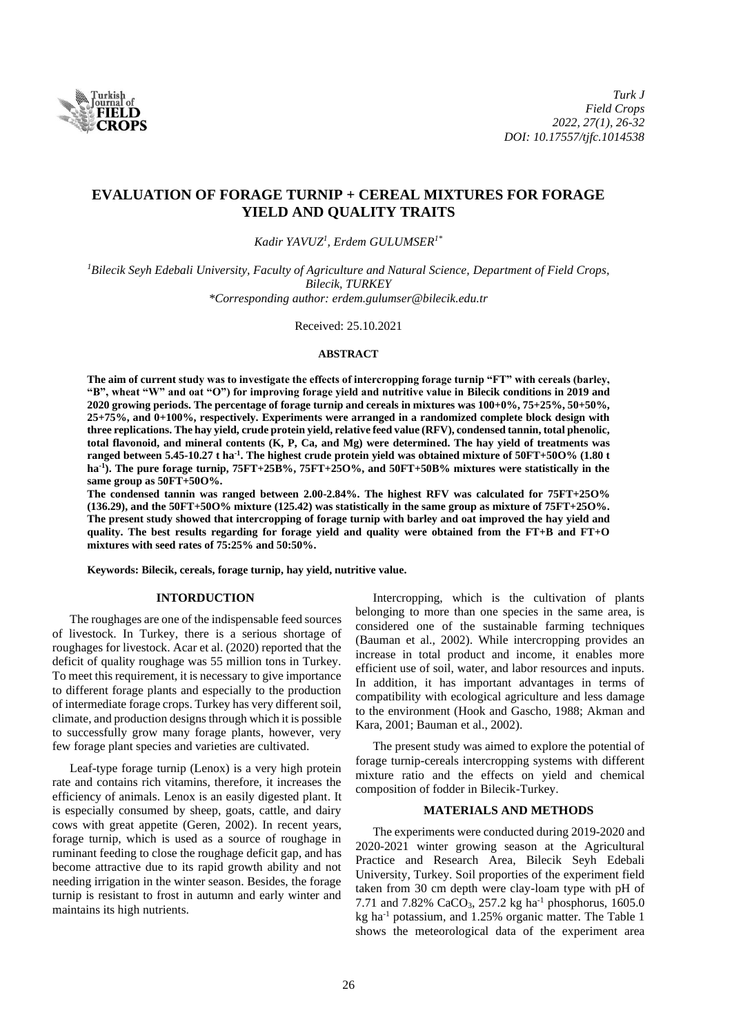# EVALUATION OF FORAGE TURNIP + CEREAL MIXTURES FOR FORAGE YIELD AND QUALITY TRAITS

*Kadir YAVUZ[1], Erdem GULUMSER[1*]*

*[1]Bilecik Seyh Edebali University, Faculty of Agriculture and Natural Science, Department of Field Crops, Bilecik, TURKEY*
*\*Corresponding author: erdem.gulumser@bilecik.edu.tr*

Received: 25.10.2021

## ABSTRACT

**The aim of current study was to investigate the effects of intercropping forage turnip "FT" with cereals (barley, "B", wheat "W" and oat "O") for improving forage yield and nutritive value in Bilecik conditions in 2019 and 2020 growing periods. The percentage of forage turnip and cereals in mixtures was 100+0%, 75+25%, 50+50%, 25+75%, and 0+100%, respectively. Experiments were arranged in a randomized complete block design with three replications. The hay yield, crude protein yield, relative feed value (RFV), condensed tannin, total phenolic, total flavonoid, and mineral contents (K, P, Ca, and Mg) were determined. The hay yield of treatments was ranged between 5.45-10.27 t ha$^{-1}$. The highest crude protein yield was obtained mixture of 50FT+50O% (1.80 t ha$^{-1}$). The pure forage turnip, 75FT+25B%, 75FT+25O%, and 50FT+50B% mixtures were statistically in the same group as 50FT+50O%.**

**The condensed tannin was ranged between 2.00-2.84%. The highest RFV was calculated for 75FT+25O% (136.29), and the 50FT+50O% mixture (125.42) was statistically in the same group as mixture of 75FT+25O%. The present study showed that intercropping of forage turnip with barley and oat improved the hay yield and quality. The best results regarding for forage yield and quality were obtained from the FT+B and FT+O mixtures with seed rates of 75:25% and 50:50%.**

**Keywords: Bilecik, cereals, forage turnip, hay yield, nutritive value.**

## INTORDUCTION

The roughages are one of the indispensable feed sources of livestock. In Turkey, there is a serious shortage of roughages for livestock. Acar et al. (2020) reported that the deficit of quality roughage was 55 million tons in Turkey. To meet this requirement, it is necessary to give importance to different forage plants and especially to the production of intermediate forage crops. Turkey has very different soil, climate, and production designs through which it is possible to successfully grow many forage plants, however, very few forage plant species and varieties are cultivated.

Leaf-type forage turnip (Lenox) is a very high protein rate and contains rich vitamins, therefore, it increases the efficiency of animals. Lenox is an easily digested plant. It is especially consumed by sheep, goats, cattle, and dairy cows with great appetite (Geren, 2002). In recent years, forage turnip, which is used as a source of roughage in ruminant feeding to close the roughage deficit gap, and has become attractive due to its rapid growth ability and not needing irrigation in the winter season. Besides, the forage turnip is resistant to frost in autumn and early winter and maintains its high nutrients.

Intercropping, which is the cultivation of plants belonging to more than one species in the same area, is considered one of the sustainable farming techniques (Bauman et al., 2002). While intercropping provides an increase in total product and income, it enables more efficient use of soil, water, and labor resources and inputs. In addition, it has important advantages in terms of compatibility with ecological agriculture and less damage to the environment (Hook and Gascho, 1988; Akman and Kara, 2001; Bauman et al., 2002).

The present study was aimed to explore the potential of forage turnip-cereals intercropping systems with different mixture ratio and the effects on yield and chemical composition of fodder in Bilecik-Turkey.

## MATERIALS AND METHODS

The experiments were conducted during 2019-2020 and 2020-2021 winter growing season at the Agricultural Practice and Research Area, Bilecik Seyh Edebali University, Turkey. Soil proporties of the experiment field taken from 30 cm depth were clay-loam type with pH of 7.71 and 7.82% $CaCO_3$, 257.2 kg ha$^{-1}$ phosphorus, 1605.0 kg ha$^{-1}$ potassium, and 1.25% organic matter. The Table 1 shows the meteorological data of the experiment area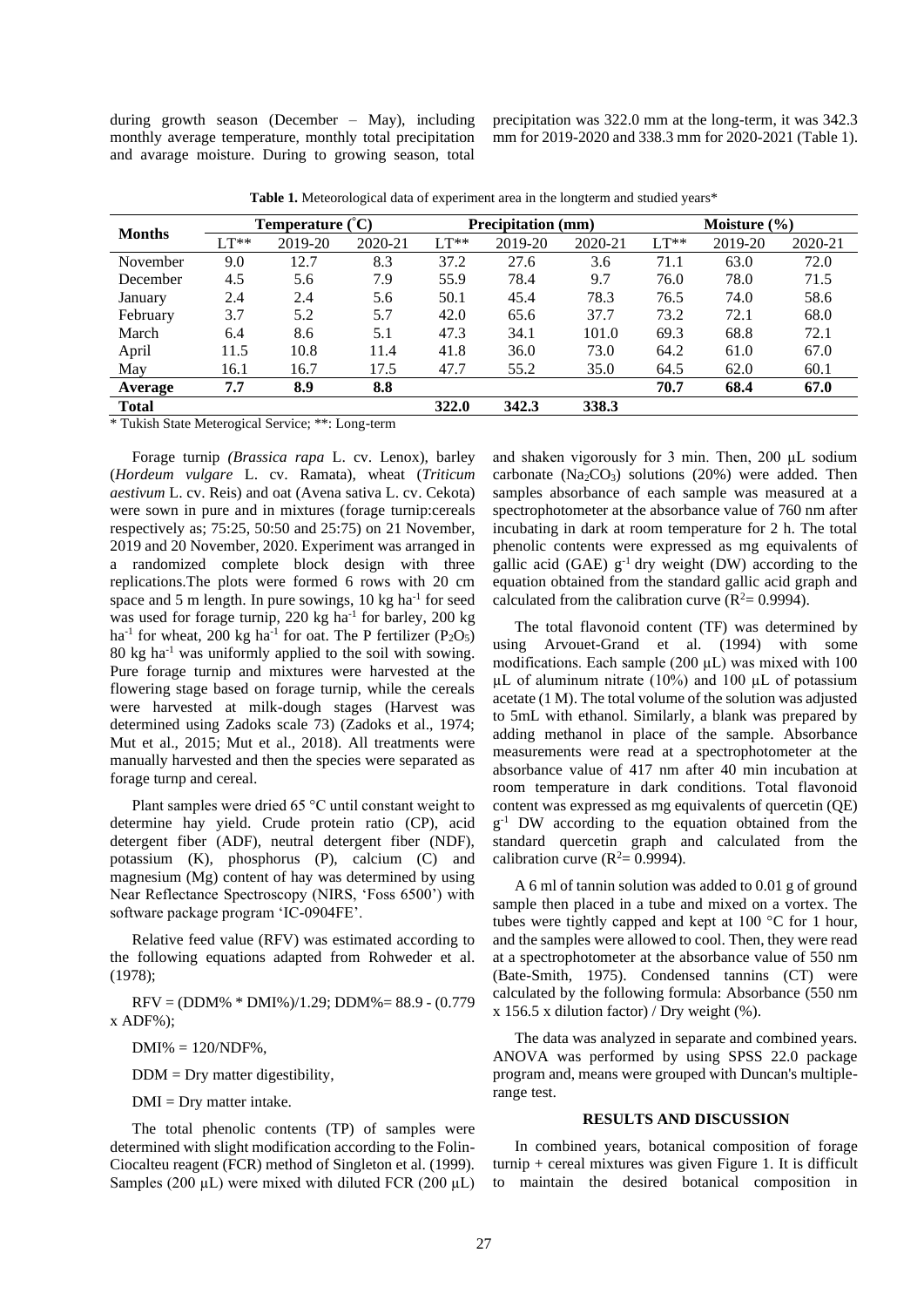during growth season (December – May), including monthly average temperature, monthly total precipitation and avarage moisture. During to growing season, total precipitation was 322.0 mm at the long-term, it was 342.3 mm for 2019-2020 and 338.3 mm for 2020-2021 (Table 1).

**Table 1.** Meteorological data of experiment area in the longterm and studied years*

| Months | Temperature (°C) | | | Precipitation (mm) | | | Moisture (%) | | |
|---|---|---|---|---|---|---|---|---|---|
| | LT** | 2019-20 | 2020-21 | LT** | 2019-20 | 2020-21 | LT** | 2019-20 | 2020-21 |
| November | 9.0 | 12.7 | 8.3 | 37.2 | 27.6 | 3.6 | 71.1 | 63.0 | 72.0 |
| December | 4.5 | 5.6 | 7.9 | 55.9 | 78.4 | 9.7 | 76.0 | 78.0 | 71.5 |
| January | 2.4 | 2.4 | 5.6 | 50.1 | 45.4 | 78.3 | 76.5 | 74.0 | 58.6 |
| February | 3.7 | 5.2 | 5.7 | 42.0 | 65.6 | 37.7 | 73.2 | 72.1 | 68.0 |
| March | 6.4 | 8.6 | 5.1 | 47.3 | 34.1 | 101.0 | 69.3 | 68.8 | 72.1 |
| April | 11.5 | 10.8 | 11.4 | 41.8 | 36.0 | 73.0 | 64.2 | 61.0 | 67.0 |
| May | 16.1 | 16.7 | 17.5 | 47.7 | 55.2 | 35.0 | 64.5 | 62.0 | 60.1 |
| **Average** | **7.7** | **8.9** | **8.8** | | | | **70.7** | **68.4** | **67.0** |
| **Total** | | | | **322.0** | **342.3** | **338.3** | | | |

\* Tukish State Meterogical Service; **: Long-term

Forage turnip *(Brassica rapa* L. cv. Lenox), barley (*Hordeum vulgare* L. cv. Ramata), wheat (*Triticum aestivum* L. cv. Reis) and oat (Avena sativa L. cv. Cekota) were sown in pure and in mixtures (forage turnip:cereals respectively as; 75:25, 50:50 and 25:75) on 21 November, 2019 and 20 November, 2020. Experiment was arranged in a randomized complete block design with three replications.The plots were formed 6 rows with 20 cm space and 5 m length. In pure sowings, 10 kg ha$^{-1}$ for seed was used for forage turnip, 220 kg ha$^{-1}$ for barley, 200 kg ha$^{-1}$ for wheat, 200 kg ha$^{-1}$ for oat. The P fertilizer ($P_2O_5$) 80 kg ha$^{-1}$ was uniformly applied to the soil with sowing. Pure forage turnip and mixtures were harvested at the flowering stage based on forage turnip, while the cereals were harvested at milk-dough stages (Harvest was determined using Zadoks scale 73) (Zadoks et al., 1974; Mut et al., 2015; Mut et al., 2018). All treatments were manually harvested and then the species were separated as forage turnp and cereal.

Plant samples were dried 65 °C until constant weight to determine hay yield. Crude protein ratio (CP), acid detergent fiber (ADF), neutral detergent fiber (NDF), potassium (K), phosphorus (P), calcium (C) and magnesium (Mg) content of hay was determined by using Near Reflectance Spectroscopy (NIRS, 'Foss 6500') with software package program 'IC-0904FE'.

Relative feed value (RFV) was estimated according to the following equations adapted from Rohweder et al. (1978);

RFV = (DDM% * DMI%)/1.29; DDM%= 88.9 - (0.779 x ADF%);

DMI% = 120/NDF%,

DDM = Dry matter digestibility,

DMI = Dry matter intake.

The total phenolic contents (TP) of samples were determined with slight modification according to the Folin-Ciocalteu reagent (FCR) method of Singleton et al. (1999). Samples (200 µL) were mixed with diluted FCR (200 µL) and shaken vigorously for 3 min. Then, 200 µL sodium carbonate ($Na_2CO_3$) solutions (20%) were added. Then samples absorbance of each sample was measured at a spectrophotometer at the absorbance value of 760 nm after incubating in dark at room temperature for 2 h. The total phenolic contents were expressed as mg equivalents of gallic acid (GAE) g$^{-1}$ dry weight (DW) according to the equation obtained from the standard gallic acid graph and calculated from the calibration curve ($R^2$= 0.9994).

The total flavonoid content (TF) was determined by using Arvouet-Grand et al. (1994) with some modifications. Each sample (200 µL) was mixed with 100 µL of aluminum nitrate (10%) and 100 µL of potassium acetate (1 M). The total volume of the solution was adjusted to 5mL with ethanol. Similarly, a blank was prepared by adding methanol in place of the sample. Absorbance measurements were read at a spectrophotometer at the absorbance value of 417 nm after 40 min incubation at room temperature in dark conditions. Total flavonoid content was expressed as mg equivalents of quercetin (QE) g$^{-1}$ DW according to the equation obtained from the standard quercetin graph and calculated from the calibration curve ($R^2$= 0.9994).

A 6 ml of tannin solution was added to 0.01 g of ground sample then placed in a tube and mixed on a vortex. The tubes were tightly capped and kept at 100 °C for 1 hour, and the samples were allowed to cool. Then, they were read at a spectrophotometer at the absorbance value of 550 nm (Bate-Smith, 1975). Condensed tannins (CT) were calculated by the following formula: Absorbance (550 nm x 156.5 x dilution factor) / Dry weight (%).

The data was analyzed in separate and combined years. ANOVA was performed by using SPSS 22.0 package program and, means were grouped with Duncan's multiple-range test.

## RESULTS AND DISCUSSION

In combined years, botanical composition of forage turnip + cereal mixtures was given Figure 1. It is difficult to maintain the desired botanical composition in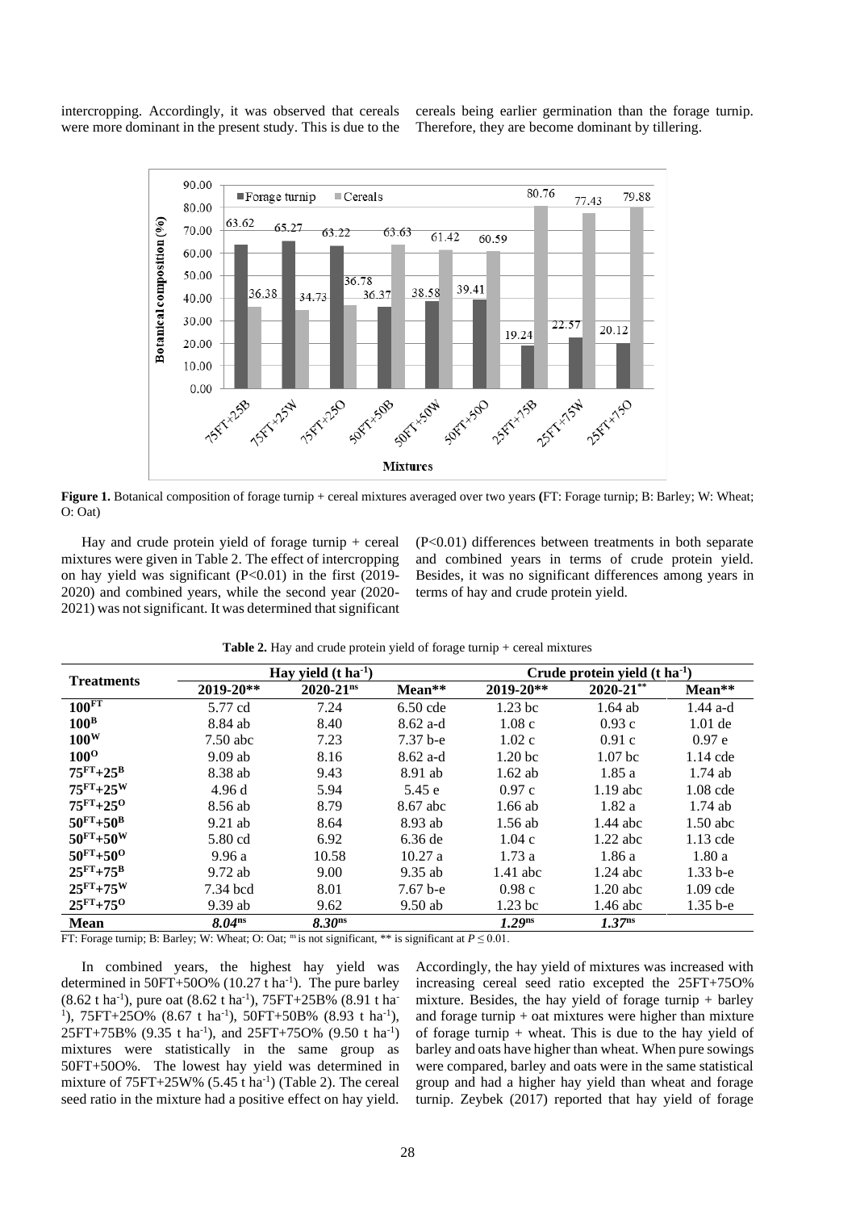intercropping. Accordingly, it was observed that cereals were more dominant in the present study. This is due to the cereals being earlier germination than the forage turnip. Therefore, they are become dominant by tillering.

**Figure 1.** Botanical composition of forage turnip + cereal mixtures averaged over two years **(**FT: Forage turnip; B: Barley; W: Wheat; O: Oat)

Hay and crude protein yield of forage turnip + cereal mixtures were given in Table 2. The effect of intercropping on hay yield was significant (P<0.01) in the first (2019-2020) and combined years, while the second year (2020-2021) was not significant. It was determined that significant (P<0.01) differences between treatments in both separate and combined years in terms of crude protein yield. Besides, it was no significant differences among years in terms of hay and crude protein yield.

**Table 2.** Hay and crude protein yield of forage turnip + cereal mixtures

| Treatments | Hay yield (t ha$^{-1}$) | | | Crude protein yield (t ha$^{-1}$) | | |
|---|---|---|---|---|---|---|
| | 2019-20** | 2020-21$^{ns}$ | Mean** | 2019-20** | 2020-21** | Mean** |
| **100$^{FT}$** | 5.77 cd | 7.24 | 6.50 cde | 1.23 bc | 1.64 ab | 1.44 a-d |
| **100$^{B}$** | 8.84 ab | 8.40 | 8.62 a-d | 1.08 c | 0.93 c | 1.01 de |
| **100$^{W}$** | 7.50 abc | 7.23 | 7.37 b-e | 1.02 c | 0.91 c | 0.97 e |
| **100$^{O}$** | 9.09 ab | 8.16 | 8.62 a-d | 1.20 bc | 1.07 bc | 1.14 cde |
| **75$^{FT}$+25$^{B}$** | 8.38 ab | 9.43 | 8.91 ab | 1.62 ab | 1.85 a | 1.74 ab |
| **75$^{FT}$+25$^{W}$** | 4.96 d | 5.94 | 5.45 e | 0.97 c | 1.19 abc | 1.08 cde |
| **75$^{FT}$+25$^{O}$** | 8.56 ab | 8.79 | 8.67 abc | 1.66 ab | 1.82 a | 1.74 ab |
| **50$^{FT}$+50$^{B}$** | 9.21 ab | 8.64 | 8.93 ab | 1.56 ab | 1.44 abc | 1.50 abc |
| **50$^{FT}$+50$^{W}$** | 5.80 cd | 6.92 | 6.36 de | 1.04 c | 1.22 abc | 1.13 cde |
| **50$^{FT}$+50$^{O}$** | 9.96 a | 10.58 | 10.27 a | 1.73 a | 1.86 a | 1.80 a |
| **25$^{FT}$+75$^{B}$** | 9.72 ab | 9.00 | 9.35 ab | 1.41 abc | 1.24 abc | 1.33 b-e |
| **25$^{FT}$+75$^{W}$** | 7.34 bcd | 8.01 | 7.67 b-e | 0.98 c | 1.20 abc | 1.09 cde |
| **25$^{FT}$+75$^{O}$** | 9.39 ab | 9.62 | 9.50 ab | 1.23 bc | 1.46 abc | 1.35 b-e |
| **Mean** | ***8.04$^{ns}$*** | ***8.30$^{ns}$*** | | ***1.29$^{ns}$*** | ***1.37$^{ns}$*** | |

FT: Forage turnip; B: Barley; W: Wheat; O: Oat; $^{ns}$ is not significant, ** is significant at $P \leq 0.01$.

In combined years, the highest hay yield was determined in 50FT+50O% (10.27 t ha$^{-1}$). The pure barley (8.62 t ha$^{-1}$), pure oat (8.62 t ha$^{-1}$), 75FT+25B% (8.91 t ha$^{-1}$), 75FT+25O% (8.67 t ha$^{-1}$), 50FT+50B% (8.93 t ha$^{-1}$), 25FT+75B% (9.35 t ha$^{-1}$), and 25FT+75O% (9.50 t ha$^{-1}$) mixtures were statistically in the same group as 50FT+50O%. The lowest hay yield was determined in mixture of 75FT+25W% (5.45 t ha$^{-1}$) (Table 2). The cereal seed ratio in the mixture had a positive effect on hay yield. Accordingly, the hay yield of mixtures was increased with increasing cereal seed ratio excepted the 25FT+75O% mixture. Besides, the hay yield of forage turnip + barley and forage turnip + oat mixtures were higher than mixture of forage turnip + wheat. This is due to the hay yield of barley and oats have higher than wheat. When pure sowings were compared, barley and oats were in the same statistical group and had a higher hay yield than wheat and forage turnip. Zeybek (2017) reported that hay yield of forage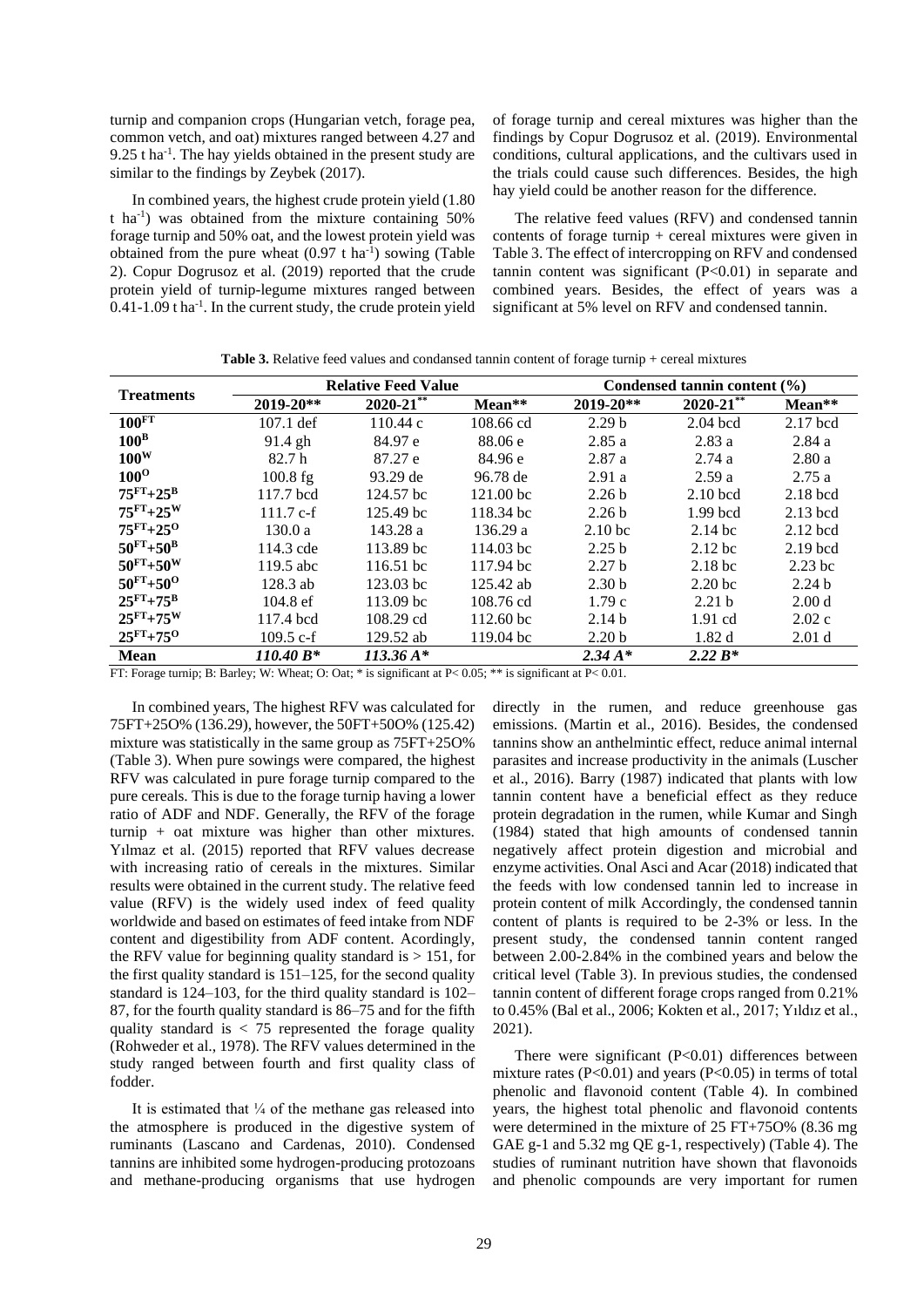turnip and companion crops (Hungarian vetch, forage pea, common vetch, and oat) mixtures ranged between 4.27 and 9.25 t ha$^{-1}$. The hay yields obtained in the present study are similar to the findings by Zeybek (2017).

In combined years, the highest crude protein yield (1.80 t ha$^{-1}$) was obtained from the mixture containing 50% forage turnip and 50% oat, and the lowest protein yield was obtained from the pure wheat (0.97 t ha$^{-1}$) sowing (Table 2). Copur Dogrusoz et al. (2019) reported that the crude protein yield of turnip-legume mixtures ranged between 0.41-1.09 t ha$^{-1}$. In the current study, the crude protein yield of forage turnip and cereal mixtures was higher than the findings by Copur Dogrusoz et al. (2019). Environmental conditions, cultural applications, and the cultivars used in the trials could cause such differences. Besides, the high hay yield could be another reason for the difference.

The relative feed values (RFV) and condensed tannin contents of forage turnip + cereal mixtures were given in Table 3. The effect of intercropping on RFV and condensed tannin content was significant (P<0.01) in separate and combined years. Besides, the effect of years was a significant at 5% level on RFV and condensed tannin.

**Table 3.** Relative feed values and condansed tannin content of forage turnip + cereal mixtures

| Treatments | Relative Feed Value | | | Condensed tannin content (%) | | |
|---|---|---|---|---|---|---|
| | 2019-20** | 2020-21** | Mean** | 2019-20** | 2020-21** | Mean** |
| $100^{FT}$ | 107.1 def | 110.44 c | 108.66 cd | 2.29 b | 2.04 bcd | 2.17 bcd |
| $100^{B}$ | 91.4 gh | 84.97 e | 88.06 e | 2.85 a | 2.83 a | 2.84 a |
| $100^{W}$ | 82.7 h | 87.27 e | 84.96 e | 2.87 a | 2.74 a | 2.80 a |
| $100^{O}$ | 100.8 fg | 93.29 de | 96.78 de | 2.91 a | 2.59 a | 2.75 a |
| $75^{FT}+25^{B}$ | 117.7 bcd | 124.57 bc | 121.00 bc | 2.26 b | 2.10 bcd | 2.18 bcd |
| $75^{FT}+25^{W}$ | 111.7 c-f | 125.49 bc | 118.34 bc | 2.26 b | 1.99 bcd | 2.13 bcd |
| $75^{FT}+25^{O}$ | 130.0 a | 143.28 a | 136.29 a | 2.10 bc | 2.14 bc | 2.12 bcd |
| $50^{FT}+50^{B}$ | 114.3 cde | 113.89 bc | 114.03 bc | 2.25 b | 2.12 bc | 2.19 bcd |
| $50^{FT}+50^{W}$ | 119.5 abc | 116.51 bc | 117.94 bc | 2.27 b | 2.18 bc | 2.23 bc |
| $50^{FT}+50^{O}$ | 128.3 ab | 123.03 bc | 125.42 ab | 2.30 b | 2.20 bc | 2.24 b |
| $25^{FT}+75^{B}$ | 104.8 ef | 113.09 bc | 108.76 cd | 1.79 c | 2.21 b | 2.00 d |
| $25^{FT}+75^{W}$ | 117.4 bcd | 108.29 cd | 112.60 bc | 2.14 b | 1.91 cd | 2.02 c |
| $25^{FT}+75^{O}$ | 109.5 c-f | 129.52 ab | 119.04 bc | 2.20 b | 1.82 d | 2.01 d |
| **Mean** | *110.40 B** | *113.36 A** | | *2.34 A** | *2.22 B** | |

FT: Forage turnip; B: Barley; W: Wheat; O: Oat; * is significant at P< 0.05; ** is significant at P< 0.01.

In combined years, The highest RFV was calculated for 75FT+25O% (136.29), however, the 50FT+50O% (125.42) mixture was statistically in the same group as 75FT+25O% (Table 3). When pure sowings were compared, the highest RFV was calculated in pure forage turnip compared to the pure cereals. This is due to the forage turnip having a lower ratio of ADF and NDF. Generally, the RFV of the forage turnip + oat mixture was higher than other mixtures. Yılmaz et al. (2015) reported that RFV values decrease with increasing ratio of cereals in the mixtures. Similar results were obtained in the current study. The relative feed value (RFV) is the widely used index of feed quality worldwide and based on estimates of feed intake from NDF content and digestibility from ADF content. Acordingly, the RFV value for beginning quality standard is > 151, for the first quality standard is 151–125, for the second quality standard is 124–103, for the third quality standard is 102–87, for the fourth quality standard is 86–75 and for the fifth quality standard is < 75 represented the forage quality (Rohweder et al., 1978). The RFV values determined in the study ranged between fourth and first quality class of fodder.

It is estimated that ¼ of the methane gas released into the atmosphere is produced in the digestive system of ruminants (Lascano and Cardenas, 2010). Condensed tannins are inhibited some hydrogen-producing protozoans and methane-producing organisms that use hydrogen directly in the rumen, and reduce greenhouse gas emissions. (Martin et al., 2016). Besides, the condensed tannins show an anthelmintic effect, reduce animal internal parasites and increase productivity in the animals (Luscher et al., 2016). Barry (1987) indicated that plants with low tannin content have a beneficial effect as they reduce protein degradation in the rumen, while Kumar and Singh (1984) stated that high amounts of condensed tannin negatively affect protein digestion and microbial and enzyme activities. Onal Asci and Acar (2018) indicated that the feeds with low condensed tannin led to increase in protein content of milk Accordingly, the condensed tannin content of plants is required to be 2-3% or less. In the present study, the condensed tannin content ranged between 2.00-2.84% in the combined years and below the critical level (Table 3). In previous studies, the condensed tannin content of different forage crops ranged from 0.21% to 0.45% (Bal et al., 2006; Kokten et al., 2017; Yıldız et al., 2021).

There were significant (P<0.01) differences between mixture rates (P<0.01) and years (P<0.05) in terms of total phenolic and flavonoid content (Table 4). In combined years, the highest total phenolic and flavonoid contents were determined in the mixture of 25 FT+75O% (8.36 mg GAE g-1 and 5.32 mg QE g-1, respectively) (Table 4). The studies of ruminant nutrition have shown that flavonoids and phenolic compounds are very important for rumen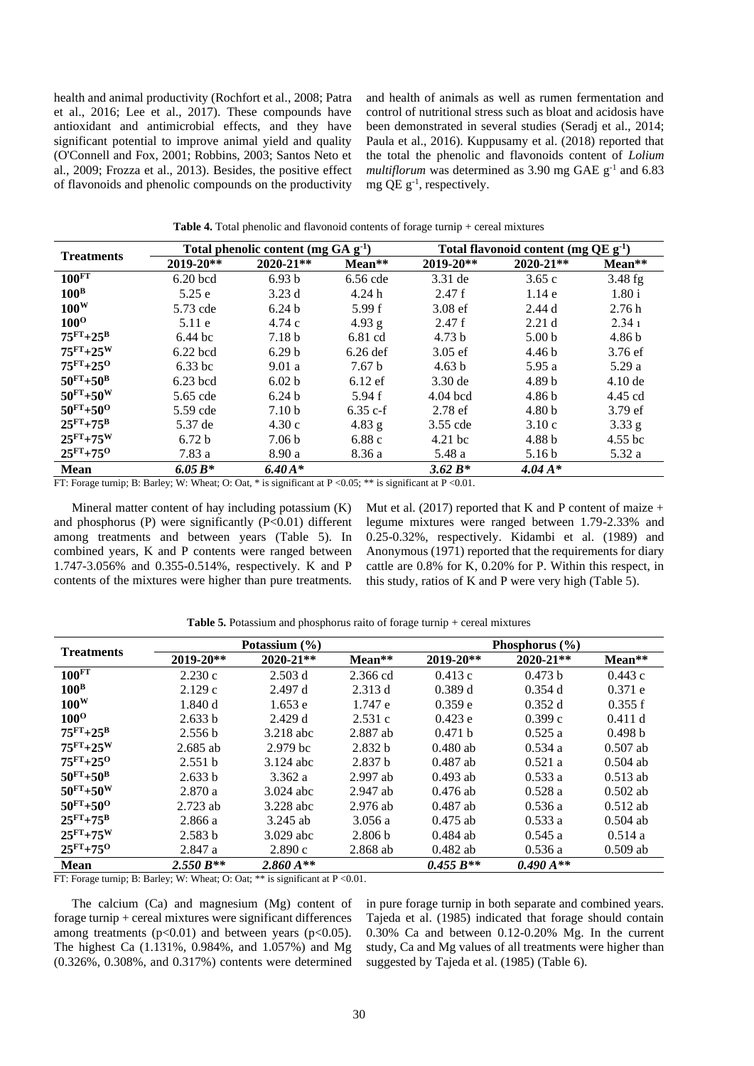health and animal productivity (Rochfort et al., 2008; Patra et al., 2016; Lee et al., 2017). These compounds have antioxidant and antimicrobial effects, and they have significant potential to improve animal yield and quality (O'Connell and Fox, 2001; Robbins, 2003; Santos Neto et al., 2009; Frozza et al., 2013). Besides, the positive effect of flavonoids and phenolic compounds on the productivity and health of animals as well as rumen fermentation and control of nutritional stress such as bloat and acidosis have been demonstrated in several studies (Seradj et al., 2014; Paula et al., 2016). Kuppusamy et al. (2018) reported that the total the phenolic and flavonoids content of *Lolium multiflorum* was determined as 3.90 mg GAE $g^{-1}$ and 6.83 mg QE $g^{-1}$, respectively.

**Table 4.** Total phenolic and flavonoid contents of forage turnip + cereal mixtures

| Treatments | Total phenolic content (mg GA $g^{-1}$) | | | Total flavonoid content (mg QE $g^{-1}$) | | |
|---|---|---|---|---|---|---|
| | 2019-20** | 2020-21** | Mean** | 2019-20** | 2020-21** | Mean** |
| **$100^{FT}$** | 6.20 bcd | 6.93 b | 6.56 cde | 3.31 de | 3.65 c | 3.48 fg |
| **$100^{B}$** | 5.25 e | 3.23 d | 4.24 h | 2.47 f | 1.14 e | 1.80 i |
| **$100^{W}$** | 5.73 cde | 6.24 b | 5.99 f | 3.08 ef | 2.44 d | 2.76 h |
| **$100^{O}$** | 5.11 e | 4.74 c | 4.93 g | 2.47 f | 2.21 d | 2.34 ı |
| **$75^{FT}+25^{B}$** | 6.44 bc | 7.18 b | 6.81 cd | 4.73 b | 5.00 b | 4.86 b |
| **$75^{FT}+25^{W}$** | 6.22 bcd | 6.29 b | 6.26 def | 3.05 ef | 4.46 b | 3.76 ef |
| **$75^{FT}+25^{O}$** | 6.33 bc | 9.01 a | 7.67 b | 4.63 b | 5.95 a | 5.29 a |
| **$50^{FT}+50^{B}$** | 6.23 bcd | 6.02 b | 6.12 ef | 3.30 de | 4.89 b | 4.10 de |
| **$50^{FT}+50^{W}$** | 5.65 cde | 6.24 b | 5.94 f | 4.04 bcd | 4.86 b | 4.45 cd |
| **$50^{FT}+50^{O}$** | 5.59 cde | 7.10 b | 6.35 c-f | 2.78 ef | 4.80 b | 3.79 ef |
| **$25^{FT}+75^{B}$** | 5.37 de | 4.30 c | 4.83 g | 3.55 cde | 3.10 c | 3.33 g |
| **$25^{FT}+75^{W}$** | 6.72 b | 7.06 b | 6.88 c | 4.21 bc | 4.88 b | 4.55 bc |
| **$25^{FT}+75^{O}$** | 7.83 a | 8.90 a | 8.36 a | 5.48 a | 5.16 b | 5.32 a |
| **Mean** | ***6.05 B**** | ***6.40 A**** | | ***3.62 B**** | ***4.04 A**** | |

FT: Forage turnip; B: Barley; W: Wheat; O: Oat, * is significant at P <0.05; ** is significant at P <0.01.

Mineral matter content of hay including potassium (K) and phosphorus (P) were significantly (P<0.01) different among treatments and between years (Table 5). In combined years, K and P contents were ranged between 1.747-3.056% and 0.355-0.514%, respectively. K and P contents of the mixtures were higher than pure treatments. Mut et al. (2017) reported that K and P content of maize + legume mixtures were ranged between 1.79-2.33% and 0.25-0.32%, respectively. Kidambi et al. (1989) and Anonymous (1971) reported that the requirements for diary cattle are 0.8% for K, 0.20% for P. Within this respect, in this study, ratios of K and P were very high (Table 5).

**Table 5.** Potassium and phosphorus raito of forage turnip + cereal mixtures

| Treatments | Potassium (%) | | | Phosphorus (%) | | |
|---|---|---|---|---|---|---|
| | 2019-20** | 2020-21** | Mean** | 2019-20** | 2020-21** | Mean** |
| **$100^{FT}$** | 2.230 c | 2.503 d | 2.366 cd | 0.413 c | 0.473 b | 0.443 c |
| **$100^{B}$** | 2.129 c | 2.497 d | 2.313 d | 0.389 d | 0.354 d | 0.371 e |
| **$100^{W}$** | 1.840 d | 1.653 e | 1.747 e | 0.359 e | 0.352 d | 0.355 f |
| **$100^{O}$** | 2.633 b | 2.429 d | 2.531 c | 0.423 e | 0.399 c | 0.411 d |
| **$75^{FT}+25^{B}$** | 2.556 b | 3.218 abc | 2.887 ab | 0.471 b | 0.525 a | 0.498 b |
| **$75^{FT}+25^{W}$** | 2.685 ab | 2.979 bc | 2.832 b | 0.480 ab | 0.534 a | 0.507 ab |
| **$75^{FT}+25^{O}$** | 2.551 b | 3.124 abc | 2.837 b | 0.487 ab | 0.521 a | 0.504 ab |
| **$50^{FT}+50^{B}$** | 2.633 b | 3.362 a | 2.997 ab | 0.493 ab | 0.533 a | 0.513 ab |
| **$50^{FT}+50^{W}$** | 2.870 a | 3.024 abc | 2.947 ab | 0.476 ab | 0.528 a | 0.502 ab |
| **$50^{FT}+50^{O}$** | 2.723 ab | 3.228 abc | 2.976 ab | 0.487 ab | 0.536 a | 0.512 ab |
| **$25^{FT}+75^{B}$** | 2.866 a | 3.245 ab | 3.056 a | 0.475 ab | 0.533 a | 0.504 ab |
| **$25^{FT}+75^{W}$** | 2.583 b | 3.029 abc | 2.806 b | 0.484 ab | 0.545 a | 0.514 a |
| **$25^{FT}+75^{O}$** | 2.847 a | 2.890 c | 2.868 ab | 0.482 ab | 0.536 a | 0.509 ab |
| **Mean** | ***2.550 B***** | ***2.860 A***** | | ***0.455 B***** | ***0.490 A***** | |

FT: Forage turnip; B: Barley; W: Wheat; O: Oat; ** is significant at P <0.01.

The calcium (Ca) and magnesium (Mg) content of forage turnip + cereal mixtures were significant differences among treatments (p<0.01) and between years (p<0.05). The highest Ca (1.131%, 0.984%, and 1.057%) and Mg (0.326%, 0.308%, and 0.317%) contents were determined in pure forage turnip in both separate and combined years. Tajeda et al. (1985) indicated that forage should contain 0.30% Ca and between 0.12-0.20% Mg. In the current study, Ca and Mg values of all treatments were higher than suggested by Tajeda et al. (1985) (Table 6).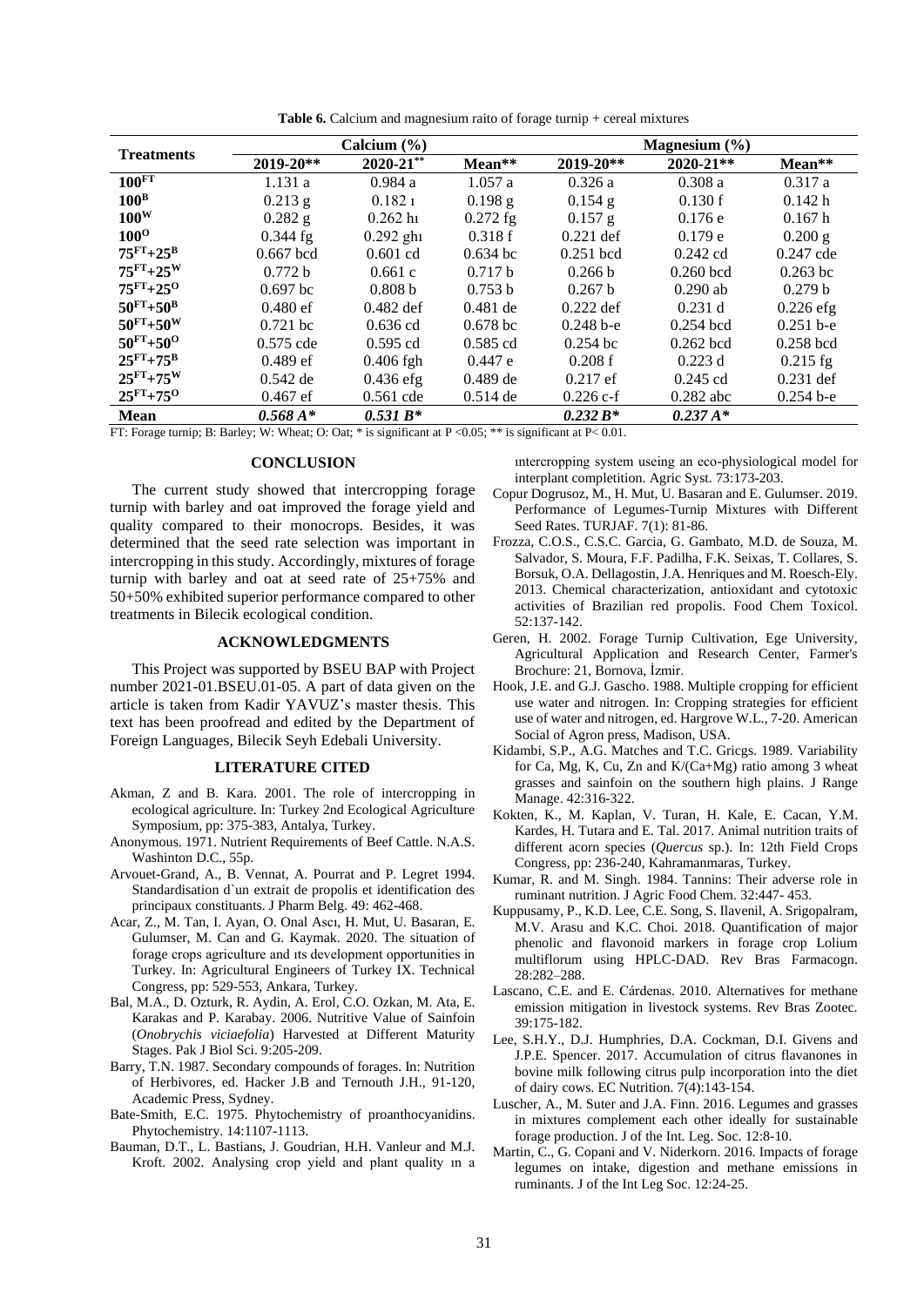**Table 6.** Calcium and magnesium raito of forage turnip + cereal mixtures

| Treatments | Calcium (%) | | | Magnesium (%) | | |
|---|---|---|---|---|---|---|
| | 2019-20** | 2020-21** | Mean** | 2019-20** | 2020-21** | Mean** |
| **100$^{FT}$** | 1.131 a | 0.984 a | 1.057 a | 0.326 a | 0.308 a | 0.317 a |
| **100$^{B}$** | 0.213 g | 0.182 ı | 0.198 g | 0.154 g | 0.130 f | 0.142 h |
| **100$^{W}$** | 0.282 g | 0.262 hı | 0.272 fg | 0.157 g | 0.176 e | 0.167 h |
| **100$^{O}$** | 0.344 fg | 0.292 ghı | 0.318 f | 0.221 def | 0.179 e | 0.200 g |
| **75$^{FT}$+25$^{B}$** | 0.667 bcd | 0.601 cd | 0.634 bc | 0.251 bcd | 0.242 cd | 0.247 cde |
| **75$^{FT}$+25$^{W}$** | 0.772 b | 0.661 c | 0.717 b | 0.266 b | 0.260 bcd | 0.263 bc |
| **75$^{FT}$+25$^{O}$** | 0.697 bc | 0.808 b | 0.753 b | 0.267 b | 0.290 ab | 0.279 b |
| **50$^{FT}$+50$^{B}$** | 0.480 ef | 0.482 def | 0.481 de | 0.222 def | 0.231 d | 0.226 efg |
| **50$^{FT}$+50$^{W}$** | 0.721 bc | 0.636 cd | 0.678 bc | 0.248 b-e | 0.254 bcd | 0.251 b-e |
| **50$^{FT}$+50$^{O}$** | 0.575 cde | 0.595 cd | 0.585 cd | 0.254 bc | 0.262 bcd | 0.258 bcd |
| **25$^{FT}$+75$^{B}$** | 0.489 ef | 0.406 fgh | 0.447 e | 0.208 f | 0.223 d | 0.215 fg |
| **25$^{FT}$+75$^{W}$** | 0.542 de | 0.436 efg | 0.489 de | 0.217 ef | 0.245 cd | 0.231 def |
| **25$^{FT}$+75$^{O}$** | 0.467 ef | 0.561 cde | 0.514 de | 0.226 c-f | 0.282 abc | 0.254 b-e |
| **Mean** | *0.568 A** | *0.531 B** | | *0.232 B** | *0.237 A** | |

FT: Forage turnip; B: Barley; W: Wheat; O: Oat; * is significant at P <0.05; ** is significant at P< 0.01.

## CONCLUSION

The current study showed that intercropping forage turnip with barley and oat improved the forage yield and quality compared to their monocrops. Besides, it was determined that the seed rate selection was important in intercropping in this study. Accordingly, mixtures of forage turnip with barley and oat at seed rate of 25+75% and 50+50% exhibited superior performance compared to other treatments in Bilecik ecological condition.

## ACKNOWLEDGMENTS

This Project was supported by BSEU BAP with Project number 2021-01.BSEU.01-05. A part of data given on the article is taken from Kadir YAVUZ's master thesis. This text has been proofread and edited by the Department of Foreign Languages, Bilecik Seyh Edebali University.

## LITERATURE CITED

Akman, Z and B. Kara. 2001. The role of intercropping in ecological agriculture. In: Turkey 2nd Ecological Agriculture Symposium, pp: 375-383, Antalya, Turkey.

Anonymous. 1971. Nutrient Requirements of Beef Cattle. N.A.S. Washinton D.C., 55p.

Arvouet-Grand, A., B. Vennat, A. Pourrat and P. Legret 1994. Standardisation d`un extrait de propolis et identification des principaux constituants. J Pharm Belg. 49: 462-468.

Acar, Z., M. Tan, I. Ayan, O. Onal Ascı, H. Mut, U. Basaran, E. Gulumser, M. Can and G. Kaymak. 2020. The situation of forage crops agriculture and ıts development opportunities in Turkey. In: Agricultural Engineers of Turkey IX. Technical Congress, pp: 529-553, Ankara, Turkey.

Bal, M.A., D. Ozturk, R. Aydin, A. Erol, C.O. Ozkan, M. Ata, E. Karakas and P. Karabay. 2006. Nutritive Value of Sainfoin (*Onobrychis viciaefolia*) Harvested at Different Maturity Stages. Pak J Biol Sci. 9:205-209.

Barry, T.N. 1987. Secondary compounds of forages. In: Nutrition of Herbivores, ed. Hacker J.B and Ternouth J.H., 91-120, Academic Press, Sydney.

Bate-Smith, E.C. 1975. Phytochemistry of proanthocyanidins. Phytochemistry. 14:1107-1113.

Bauman, D.T., L. Bastians, J. Goudrian, H.H. Vanleur and M.J. Kroft. 2002. Analysing crop yield and plant quality ın a ıntercropping system useing an eco-physiological model for interplant completition. Agric Syst. 73:173-203.

Copur Dogrusoz, M., H. Mut, U. Basaran and E. Gulumser. 2019. Performance of Legumes-Turnip Mixtures with Different Seed Rates. TURJAF. 7(1): 81-86.

Frozza, C.O.S., C.S.C. Garcia, G. Gambato, M.D. de Souza, M. Salvador, S. Moura, F.F. Padilha, F.K. Seixas, T. Collares, S. Borsuk, O.A. Dellagostin, J.A. Henriques and M. Roesch-Ely. 2013. Chemical characterization, antioxidant and cytotoxic activities of Brazilian red propolis. Food Chem Toxicol. 52:137-142.

Geren, H. 2002. Forage Turnip Cultivation, Ege University, Agricultural Application and Research Center, Farmer's Brochure: 21, Bornova, İzmir.

Hook, J.E. and G.J. Gascho. 1988. Multiple cropping for efficient use water and nitrogen. In: Cropping strategies for efficient use of water and nitrogen, ed. Hargrove W.L., 7-20. American Social of Agron press, Madison, USA.

Kidambi, S.P., A.G. Matches and T.C. Gricgs. 1989. Variability for Ca, Mg, K, Cu, Zn and K/(Ca+Mg) ratio among 3 wheat grasses and sainfoin on the southern high plains. J Range Manage. 42:316-322.

Kokten, K., M. Kaplan, V. Turan, H. Kale, E. Cacan, Y.M. Kardes, H. Tutara and E. Tal. 2017. Animal nutrition traits of different acorn species (*Quercus* sp.). In: 12th Field Crops Congress, pp: 236-240, Kahramanmaras, Turkey.

Kumar, R. and M. Singh. 1984. Tannins: Their adverse role in ruminant nutrition. J Agric Food Chem. 32:447- 453.

Kuppusamy, P., K.D. Lee, C.E. Song, S. Ilavenil, A. Srigopalram, M.V. Arasu and K.C. Choi. 2018. Quantification of major phenolic and flavonoid markers in forage crop Lolium multiflorum using HPLC-DAD. Rev Bras Farmacogn. 28:282–288.

Lascano, C.E. and E. Cárdenas. 2010. Alternatives for methane emission mitigation in livestock systems. Rev Bras Zootec. 39:175-182.

Lee, S.H.Y., D.J. Humphries, D.A. Cockman, D.I. Givens and J.P.E. Spencer. 2017. Accumulation of citrus flavanones in bovine milk following citrus pulp incorporation into the diet of dairy cows. EC Nutrition. 7(4):143-154.

Luscher, A., M. Suter and J.A. Finn. 2016. Legumes and grasses in mixtures complement each other ideally for sustainable forage production. J of the Int. Leg. Soc. 12:8-10.

Martin, C., G. Copani and V. Niderkorn. 2016. Impacts of forage legumes on intake, digestion and methane emissions in ruminants. J of the Int Leg Soc. 12:24-25.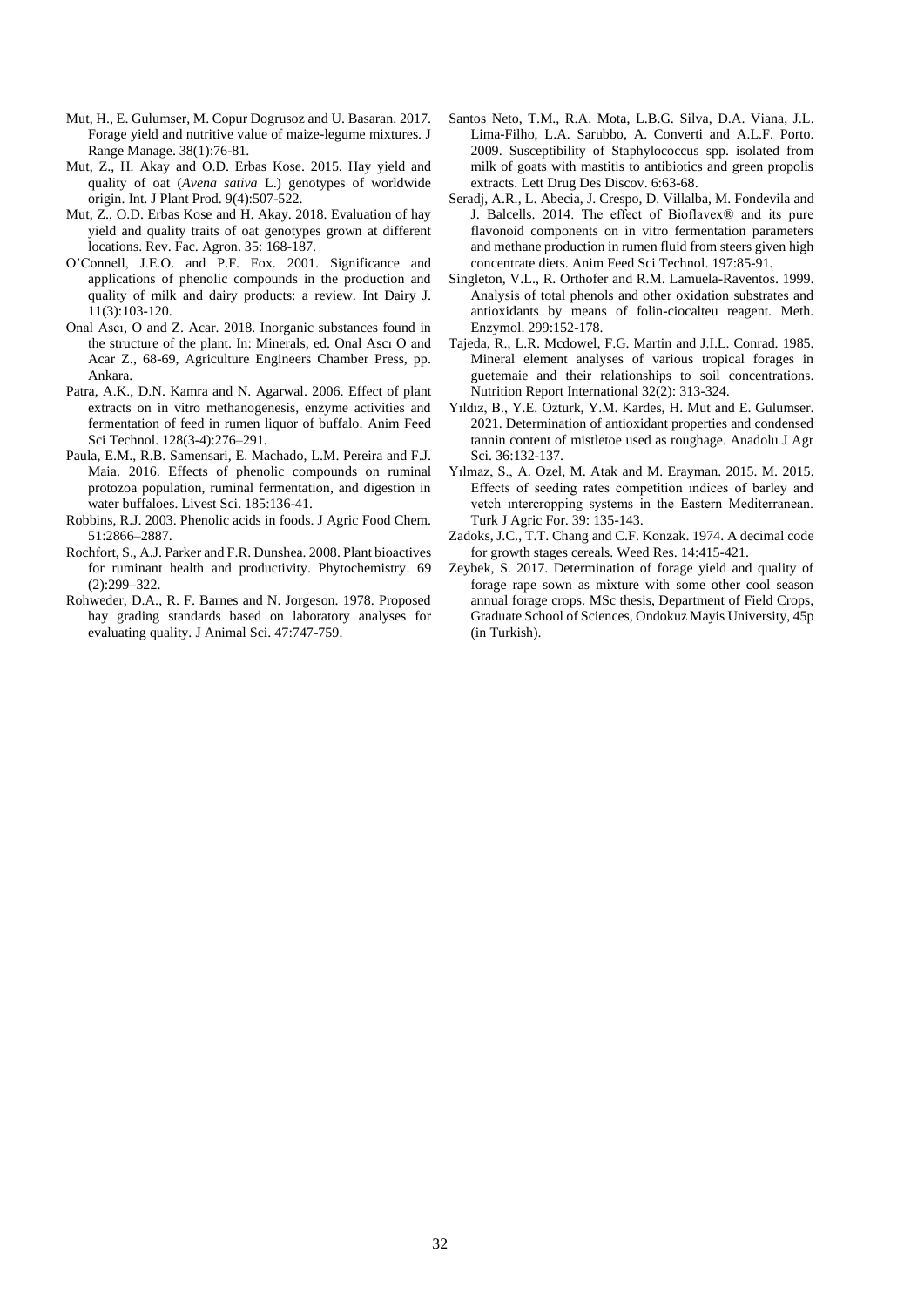Mut, H., E. Gulumser, M. Copur Dogrusoz and U. Basaran. 2017. Forage yield and nutritive value of maize-legume mixtures. J Range Manage. 38(1):76-81.

Mut, Z., H. Akay and O.D. Erbas Kose. 2015. Hay yield and quality of oat (*Avena sativa* L.) genotypes of worldwide origin. Int. J Plant Prod. 9(4):507-522.

Mut, Z., O.D. Erbas Kose and H. Akay. 2018. Evaluation of hay yield and quality traits of oat genotypes grown at different locations. Rev. Fac. Agron. 35: 168-187.

O'Connell, J.E.O. and P.F. Fox. 2001. Significance and applications of phenolic compounds in the production and quality of milk and dairy products: a review. Int Dairy J. 11(3):103-120.

Onal Ascı, O and Z. Acar. 2018. Inorganic substances found in the structure of the plant. In: Minerals, ed. Onal Ascı O and Acar Z., 68-69, Agriculture Engineers Chamber Press, pp. Ankara.

Patra, A.K., D.N. Kamra and N. Agarwal. 2006. Effect of plant extracts on in vitro methanogenesis, enzyme activities and fermentation of feed in rumen liquor of buffalo. Anim Feed Sci Technol. 128(3-4):276–291.

Paula, E.M., R.B. Samensari, E. Machado, L.M. Pereira and F.J. Maia. 2016. Effects of phenolic compounds on ruminal protozoa population, ruminal fermentation, and digestion in water buffaloes. Livest Sci. 185:136-41.

Robbins, R.J. 2003. Phenolic acids in foods. J Agric Food Chem. 51:2866–2887.

Rochfort, S., A.J. Parker and F.R. Dunshea. 2008. Plant bioactives for ruminant health and productivity. Phytochemistry. 69 (2):299–322.

Rohweder, D.A., R. F. Barnes and N. Jorgeson. 1978. Proposed hay grading standards based on laboratory analyses for evaluating quality. J Animal Sci. 47:747-759.

Santos Neto, T.M., R.A. Mota, L.B.G. Silva, D.A. Viana, J.L. Lima-Filho, L.A. Sarubbo, A. Converti and A.L.F. Porto. 2009. Susceptibility of Staphylococcus spp. isolated from milk of goats with mastitis to antibiotics and green propolis extracts. Lett Drug Des Discov. 6:63-68.

Seradj, A.R., L. Abecia, J. Crespo, D. Villalba, M. Fondevila and J. Balcells. 2014. The effect of Bioflavex® and its pure flavonoid components on in vitro fermentation parameters and methane production in rumen fluid from steers given high concentrate diets. Anim Feed Sci Technol. 197:85-91.

Singleton, V.L., R. Orthofer and R.M. Lamuela-Raventos. 1999. Analysis of total phenols and other oxidation substrates and antioxidants by means of folin-ciocalteu reagent. Meth. Enzymol. 299:152-178.

Tajeda, R., L.R. Mcdowel, F.G. Martin and J.I.L. Conrad. 1985. Mineral element analyses of various tropical forages in guetemaie and their relationships to soil concentrations. Nutrition Report International 32(2): 313-324.

Yıldız, B., Y.E. Ozturk, Y.M. Kardes, H. Mut and E. Gulumser. 2021. Determination of antioxidant properties and condensed tannin content of mistletoe used as roughage. Anadolu J Agr Sci. 36:132-137.

Yılmaz, S., A. Ozel, M. Atak and M. Erayman. 2015. M. 2015. Effects of seeding rates competition ındices of barley and vetch ıntercropping systems in the Eastern Mediterranean. Turk J Agric For. 39: 135-143.

Zadoks, J.C., T.T. Chang and C.F. Konzak. 1974. A decimal code for growth stages cereals. Weed Res. 14:415-421.

Zeybek, S. 2017. Determination of forage yield and quality of forage rape sown as mixture with some other cool season annual forage crops. MSc thesis, Department of Field Crops, Graduate School of Sciences, Ondokuz Mayis University, 45p (in Turkish).